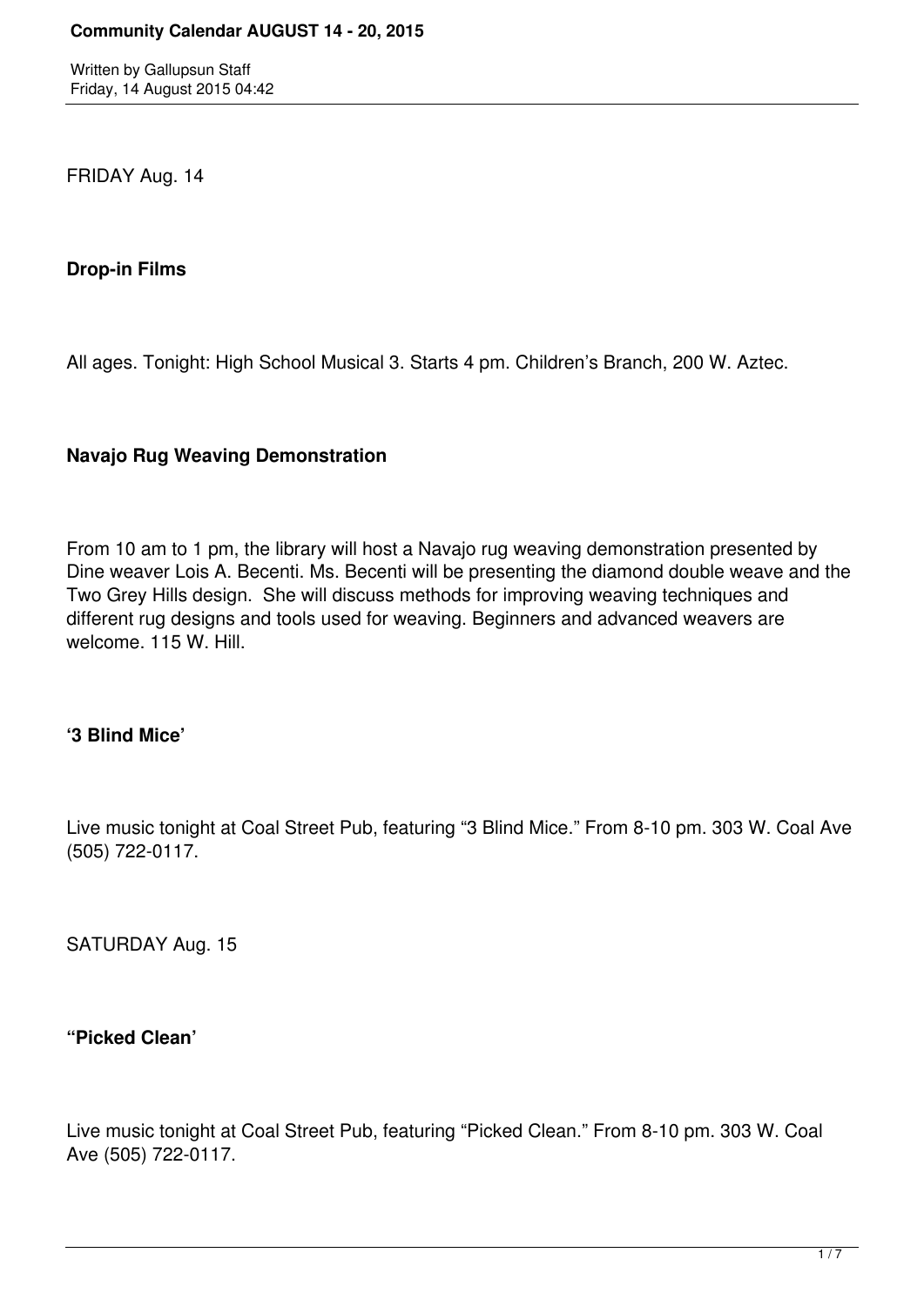# Community Calendar AUGUST 14 - 20, 2015

Written by Gallupsun Staff
Friday, 14 August 2015 04:42

FRIDAY Aug. 14

**Drop-in Films**

All ages. Tonight: High School Musical 3. Starts 4 pm. Children's Branch, 200 W. Aztec.

**Navajo Rug Weaving Demonstration**

From 10 am to 1 pm, the library will host a Navajo rug weaving demonstration presented by Dine weaver Lois A. Becenti. Ms. Becenti will be presenting the diamond double weave and the Two Grey Hills design. She will discuss methods for improving weaving techniques and different rug designs and tools used for weaving. Beginners and advanced weavers are welcome. 115 W. Hill.

**'3 Blind Mice'**

Live music tonight at Coal Street Pub, featuring "3 Blind Mice." From 8-10 pm. 303 W. Coal Ave (505) 722-0117.

SATURDAY Aug. 15

**"Picked Clean'**

Live music tonight at Coal Street Pub, featuring "Picked Clean." From 8-10 pm. 303 W. Coal Ave (505) 722-0117.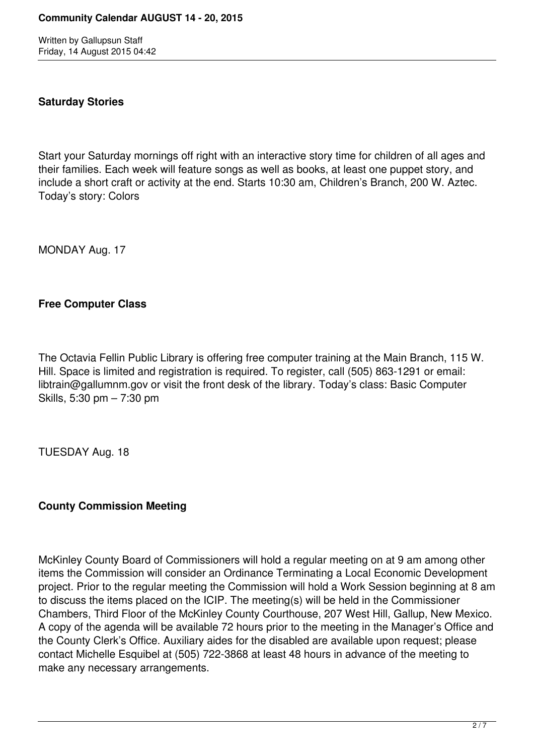### Saturday Stories

Start your Saturday mornings off right with an interactive story time for children of all ages and their families. Each week will feature songs as well as books, at least one puppet story, and include a short craft or activity at the end. Starts 10:30 am, Children's Branch, 200 W. Aztec. Today's story: Colors

MONDAY Aug. 17

### Free Computer Class

The Octavia Fellin Public Library is offering free computer training at the Main Branch, 115 W. Hill. Space is limited and registration is required. To register, call (505) 863-1291 or email: libtrain@gallumnm.gov or visit the front desk of the library. Today's class: Basic Computer Skills, 5:30 pm – 7:30 pm

TUESDAY Aug. 18

### County Commission Meeting

McKinley County Board of Commissioners will hold a regular meeting on at 9 am among other items the Commission will consider an Ordinance Terminating a Local Economic Development project. Prior to the regular meeting the Commission will hold a Work Session beginning at 8 am to discuss the items placed on the ICIP. The meeting(s) will be held in the Commissioner Chambers, Third Floor of the McKinley County Courthouse, 207 West Hill, Gallup, New Mexico. A copy of the agenda will be available 72 hours prior to the meeting in the Manager's Office and the County Clerk's Office. Auxiliary aides for the disabled are available upon request; please contact Michelle Esquibel at (505) 722-3868 at least 48 hours in advance of the meeting to make any necessary arrangements.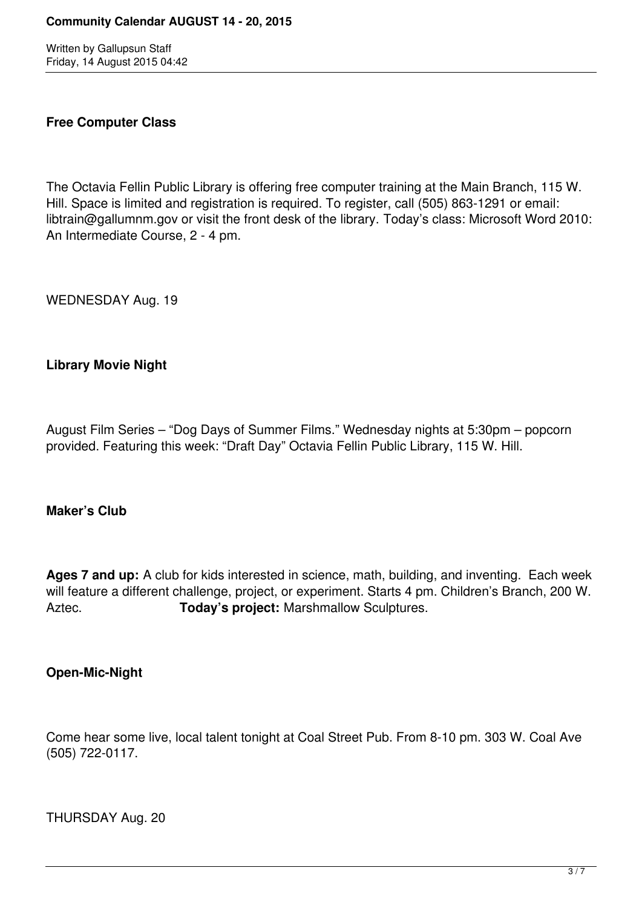**Free Computer Class**

The Octavia Fellin Public Library is offering free computer training at the Main Branch, 115 W. Hill. Space is limited and registration is required. To register, call (505) 863-1291 or email: libtrain@gallumnm.gov or visit the front desk of the library. Today's class: Microsoft Word 2010: An Intermediate Course, 2 - 4 pm.

WEDNESDAY Aug. 19

**Library Movie Night**

August Film Series – "Dog Days of Summer Films." Wednesday nights at 5:30pm – popcorn provided. Featuring this week: "Draft Day" Octavia Fellin Public Library, 115 W. Hill.

**Maker's Club**

**Ages 7 and up:** A club for kids interested in science, math, building, and inventing. Each week will feature a different challenge, project, or experiment. Starts 4 pm. Children's Branch, 200 W. Aztec. **Today's project:** Marshmallow Sculptures.

**Open-Mic-Night**

Come hear some live, local talent tonight at Coal Street Pub. From 8-10 pm. 303 W. Coal Ave (505) 722-0117.

THURSDAY Aug. 20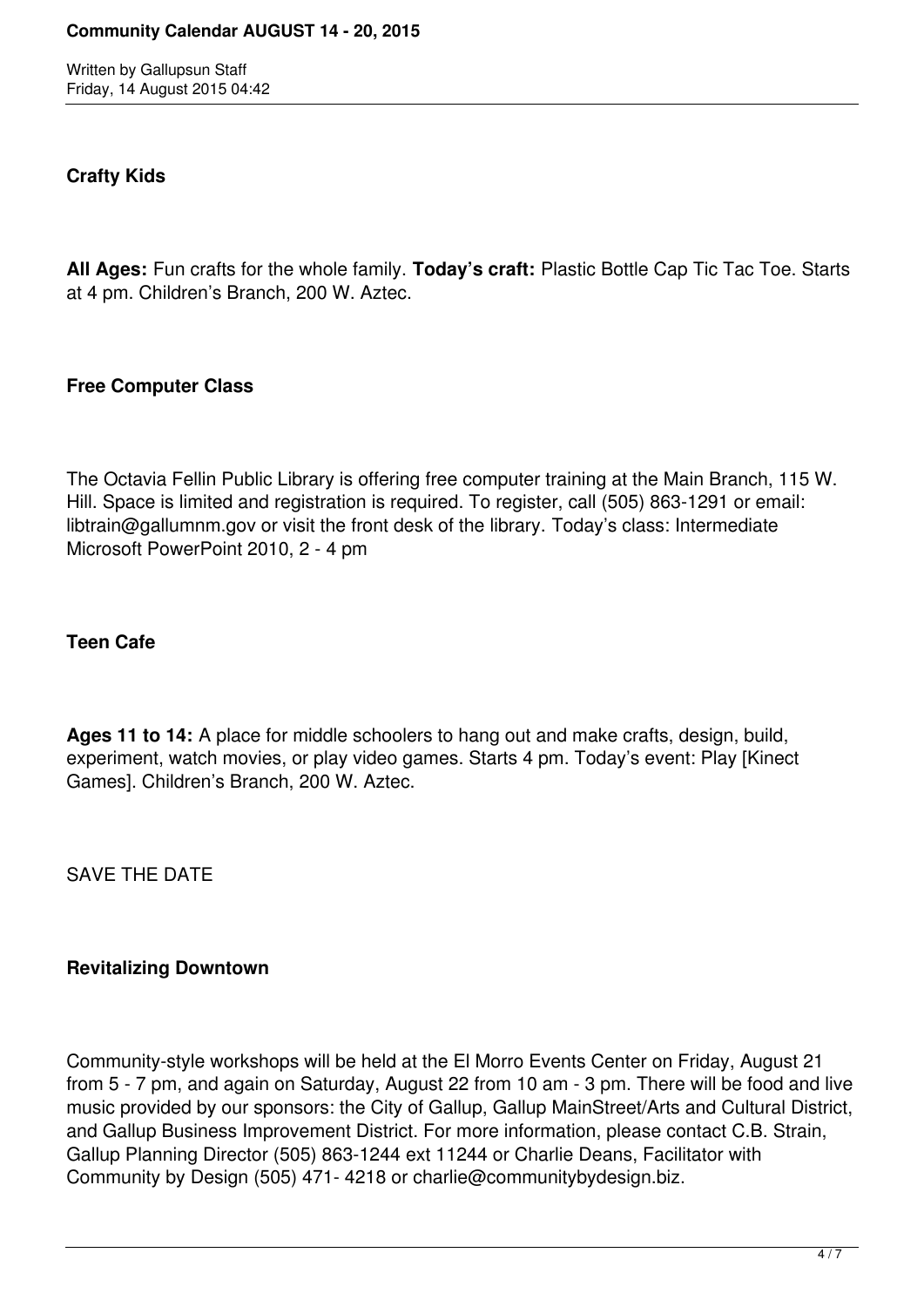**Crafty Kids**

**All Ages:** Fun crafts for the whole family. **Today's craft:** Plastic Bottle Cap Tic Tac Toe. Starts at 4 pm. Children's Branch, 200 W. Aztec.

**Free Computer Class**

The Octavia Fellin Public Library is offering free computer training at the Main Branch, 115 W. Hill. Space is limited and registration is required. To register, call (505) 863-1291 or email: libtrain@gallumnm.gov or visit the front desk of the library. Today's class: Intermediate Microsoft PowerPoint 2010, 2 - 4 pm

**Teen Cafe**

**Ages 11 to 14:** A place for middle schoolers to hang out and make crafts, design, build, experiment, watch movies, or play video games. Starts 4 pm. Today's event: Play [Kinect Games]. Children's Branch, 200 W. Aztec.

SAVE THE DATE

**Revitalizing Downtown**

Community-style workshops will be held at the El Morro Events Center on Friday, August 21 from 5 - 7 pm, and again on Saturday, August 22 from 10 am - 3 pm. There will be food and live music provided by our sponsors: the City of Gallup, Gallup MainStreet/Arts and Cultural District, and Gallup Business Improvement District. For more information, please contact C.B. Strain, Gallup Planning Director (505) 863-1244 ext 11244 or Charlie Deans, Facilitator with Community by Design (505) 471- 4218 or charlie@communitybydesign.biz.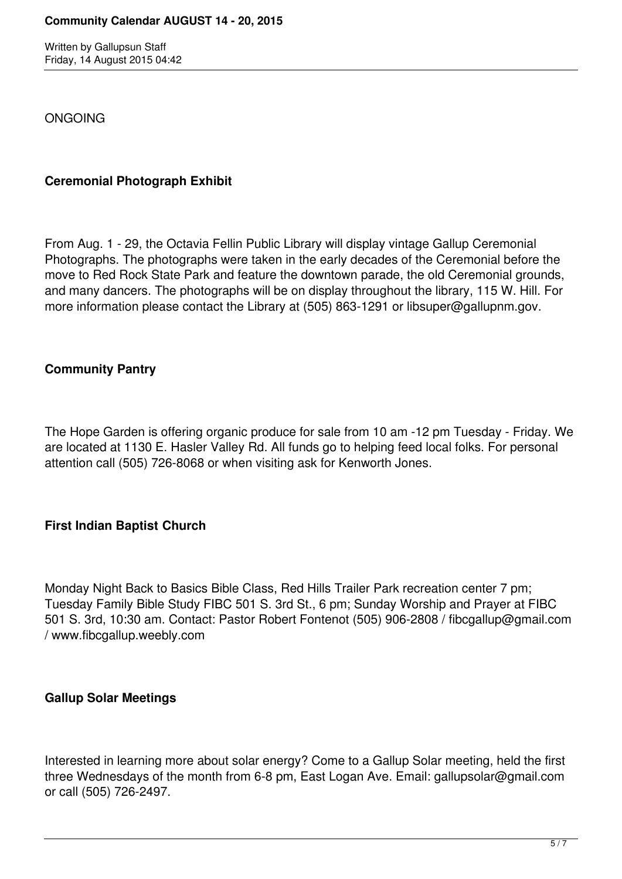ONGOING

**Ceremonial Photograph Exhibit**

From Aug. 1 - 29, the Octavia Fellin Public Library will display vintage Gallup Ceremonial Photographs. The photographs were taken in the early decades of the Ceremonial before the move to Red Rock State Park and feature the downtown parade, the old Ceremonial grounds, and many dancers. The photographs will be on display throughout the library, 115 W. Hill. For more information please contact the Library at (505) 863-1291 or libsuper@gallupnm.gov.

**Community Pantry**

The Hope Garden is offering organic produce for sale from 10 am -12 pm Tuesday - Friday. We are located at 1130 E. Hasler Valley Rd. All funds go to helping feed local folks. For personal attention call (505) 726-8068 or when visiting ask for Kenworth Jones.

**First Indian Baptist Church**

Monday Night Back to Basics Bible Class, Red Hills Trailer Park recreation center 7 pm; Tuesday Family Bible Study FIBC 501 S. 3rd St., 6 pm; Sunday Worship and Prayer at FIBC 501 S. 3rd, 10:30 am. Contact: Pastor Robert Fontenot (505) 906-2808 / fibcgallup@gmail.com / www.fibcgallup.weebly.com

**Gallup Solar Meetings**

Interested in learning more about solar energy? Come to a Gallup Solar meeting, held the first three Wednesdays of the month from 6-8 pm, East Logan Ave. Email: gallupsolar@gmail.com or call (505) 726-2497.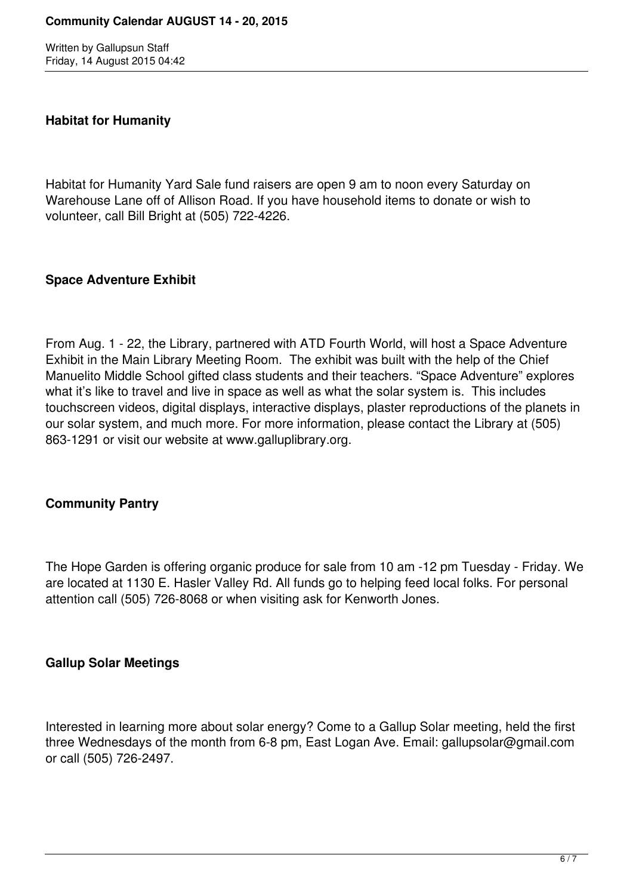**Habitat for Humanity**

Habitat for Humanity Yard Sale fund raisers are open 9 am to noon every Saturday on Warehouse Lane off of Allison Road. If you have household items to donate or wish to volunteer, call Bill Bright at (505) 722-4226.

**Space Adventure Exhibit**

From Aug. 1 - 22, the Library, partnered with ATD Fourth World, will host a Space Adventure Exhibit in the Main Library Meeting Room. The exhibit was built with the help of the Chief Manuelito Middle School gifted class students and their teachers. "Space Adventure" explores what it's like to travel and live in space as well as what the solar system is. This includes touchscreen videos, digital displays, interactive displays, plaster reproductions of the planets in our solar system, and much more. For more information, please contact the Library at (505) 863-1291 or visit our website at www.galluplibrary.org.

**Community Pantry**

The Hope Garden is offering organic produce for sale from 10 am -12 pm Tuesday - Friday. We are located at 1130 E. Hasler Valley Rd. All funds go to helping feed local folks. For personal attention call (505) 726-8068 or when visiting ask for Kenworth Jones.

**Gallup Solar Meetings**

Interested in learning more about solar energy? Come to a Gallup Solar meeting, held the first three Wednesdays of the month from 6-8 pm, East Logan Ave. Email: gallupsolar@gmail.com or call (505) 726-2497.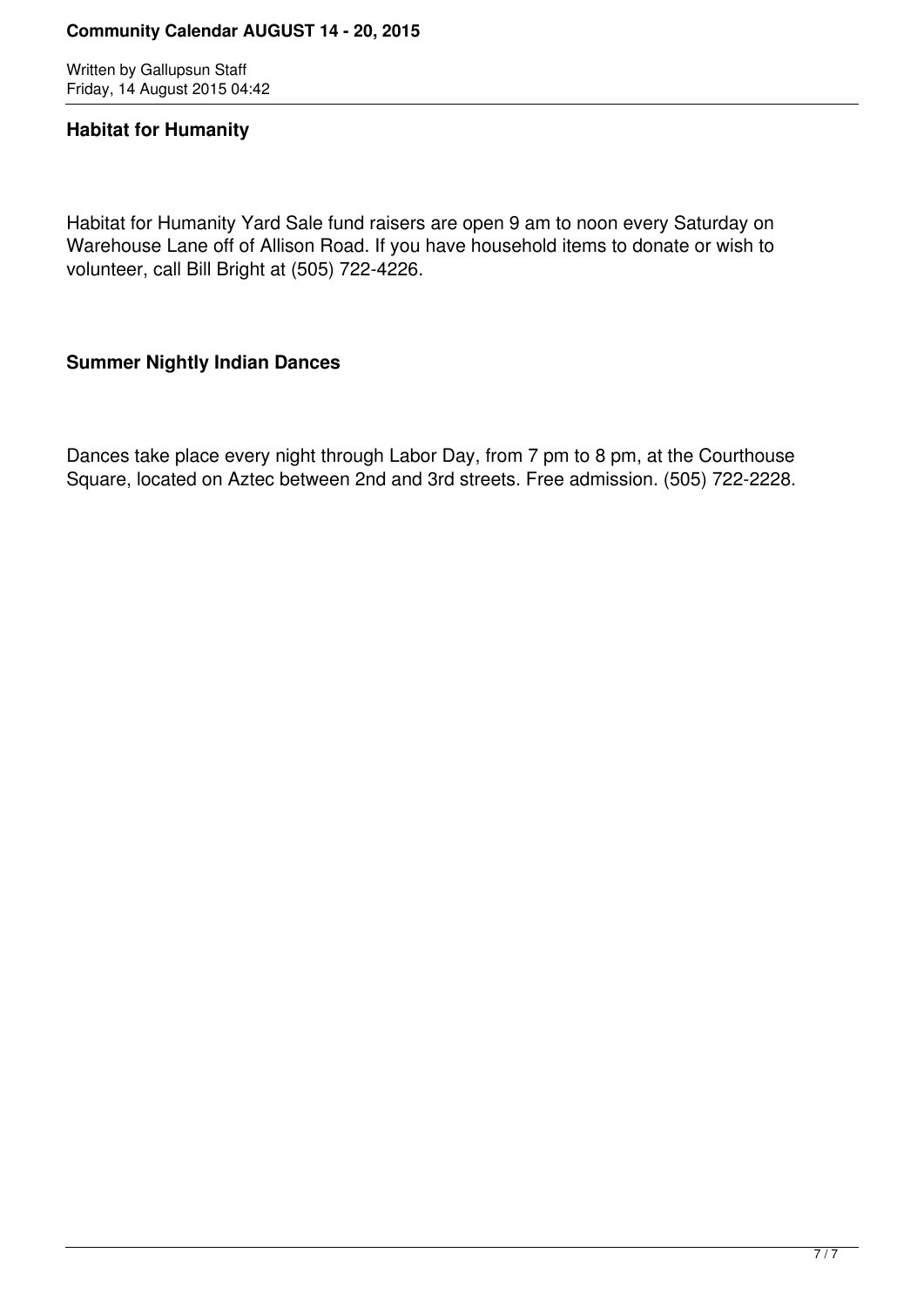### Habitat for Humanity

Habitat for Humanity Yard Sale fund raisers are open 9 am to noon every Saturday on Warehouse Lane off of Allison Road. If you have household items to donate or wish to volunteer, call Bill Bright at (505) 722-4226.

### Summer Nightly Indian Dances

Dances take place every night through Labor Day, from 7 pm to 8 pm, at the Courthouse Square, located on Aztec between 2nd and 3rd streets. Free admission. (505) 722-2228.